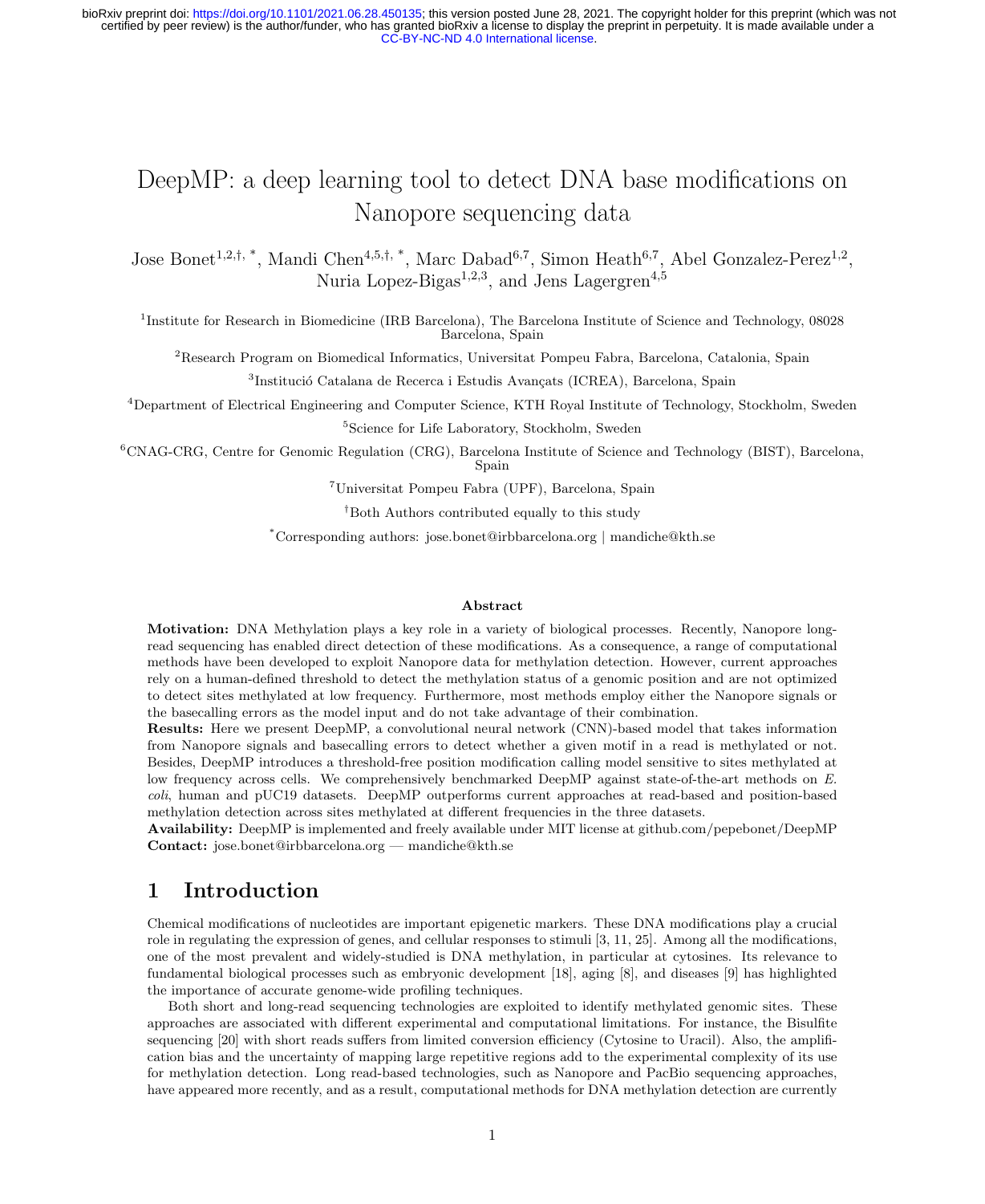# DeepMP: a deep learning tool to detect DNA base modifications on Nanopore sequencing data

Jose Bonet[1,2,†,*], Mandi Chen[4,5,†,*], Marc Dabad[6,7], Simon Heath[6,7], Abel Gonzalez-Perez[1,2], Nuria Lopez-Bigas[1,2,3], and Jens Lagergren[4,5]

[1]Institute for Research in Biomedicine (IRB Barcelona), The Barcelona Institute of Science and Technology, 08028 Barcelona, Spain

[2]Research Program on Biomedical Informatics, Universitat Pompeu Fabra, Barcelona, Catalonia, Spain

[3]Institució Catalana de Recerca i Estudis Avançats (ICREA), Barcelona, Spain

[4]Department of Electrical Engineering and Computer Science, KTH Royal Institute of Technology, Stockholm, Sweden

[5]Science for Life Laboratory, Stockholm, Sweden

[6]CNAG-CRG, Centre for Genomic Regulation (CRG), Barcelona Institute of Science and Technology (BIST), Barcelona, Spain

[7]Universitat Pompeu Fabra (UPF), Barcelona, Spain

[†]Both Authors contributed equally to this study

[*]Corresponding authors: jose.bonet@irbbarcelona.org | mandiche@kth.se

### Abstract

**Motivation:** DNA Methylation plays a key role in a variety of biological processes. Recently, Nanopore long-read sequencing has enabled direct detection of these modifications. As a consequence, a range of computational methods have been developed to exploit Nanopore data for methylation detection. However, current approaches rely on a human-defined threshold to detect the methylation status of a genomic position and are not optimized to detect sites methylated at low frequency. Furthermore, most methods employ either the Nanopore signals or the basecalling errors as the model input and do not take advantage of their combination.

**Results:** Here we present DeepMP, a convolutional neural network (CNN)-based model that takes information from Nanopore signals and basecalling errors to detect whether a given motif in a read is methylated or not. Besides, DeepMP introduces a threshold-free position modification calling model sensitive to sites methylated at low frequency across cells. We comprehensively benchmarked DeepMP against state-of-the-art methods on *E. coli*, human and pUC19 datasets. DeepMP outperforms current approaches at read-based and position-based methylation detection across sites methylated at different frequencies in the three datasets.

**Availability:** DeepMP is implemented and freely available under MIT license at github.com/pepebonet/DeepMP

**Contact:** jose.bonet@irbbarcelona.org — mandiche@kth.se

## 1 Introduction

Chemical modifications of nucleotides are important epigenetic markers. These DNA modifications play a crucial role in regulating the expression of genes, and cellular responses to stimuli [3, 11, 25]. Among all the modifications, one of the most prevalent and widely-studied is DNA methylation, in particular at cytosines. Its relevance to fundamental biological processes such as embryonic development [18], aging [8], and diseases [9] has highlighted the importance of accurate genome-wide profiling techniques.

Both short and long-read sequencing technologies are exploited to identify methylated genomic sites. These approaches are associated with different experimental and computational limitations. For instance, the Bisulfite sequencing [20] with short reads suffers from limited conversion efficiency (Cytosine to Uracil). Also, the amplification bias and the uncertainty of mapping large repetitive regions add to the experimental complexity of its use for methylation detection. Long read-based technologies, such as Nanopore and PacBio sequencing approaches, have appeared more recently, and as a result, computational methods for DNA methylation detection are currently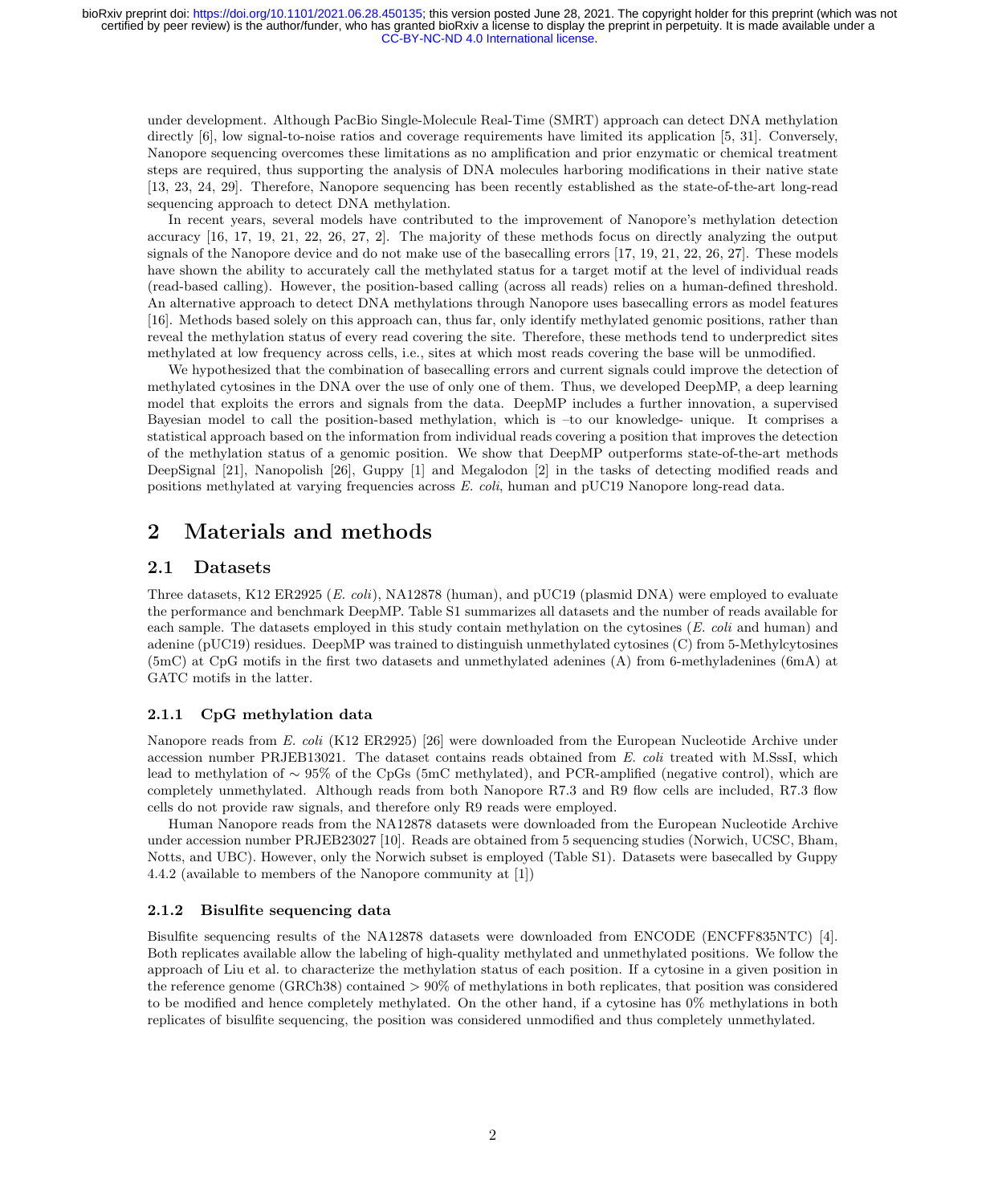under development. Although PacBio Single-Molecule Real-Time (SMRT) approach can detect DNA methylation directly [6], low signal-to-noise ratios and coverage requirements have limited its application [5, 31]. Conversely, Nanopore sequencing overcomes these limitations as no amplification and prior enzymatic or chemical treatment steps are required, thus supporting the analysis of DNA molecules harboring modifications in their native state [13, 23, 24, 29]. Therefore, Nanopore sequencing has been recently established as the state-of-the-art long-read sequencing approach to detect DNA methylation.

In recent years, several models have contributed to the improvement of Nanopore's methylation detection accuracy [16, 17, 19, 21, 22, 26, 27, 2]. The majority of these methods focus on directly analyzing the output signals of the Nanopore device and do not make use of the basecalling errors [17, 19, 21, 22, 26, 27]. These models have shown the ability to accurately call the methylated status for a target motif at the level of individual reads (read-based calling). However, the position-based calling (across all reads) relies on a human-defined threshold. An alternative approach to detect DNA methylations through Nanopore uses basecalling errors as model features [16]. Methods based solely on this approach can, thus far, only identify methylated genomic positions, rather than reveal the methylation status of every read covering the site. Therefore, these methods tend to underpredict sites methylated at low frequency across cells, i.e., sites at which most reads covering the base will be unmodified.

We hypothesized that the combination of basecalling errors and current signals could improve the detection of methylated cytosines in the DNA over the use of only one of them. Thus, we developed DeepMP, a deep learning model that exploits the errors and signals from the data. DeepMP includes a further innovation, a supervised Bayesian model to call the position-based methylation, which is –to our knowledge- unique. It comprises a statistical approach based on the information from individual reads covering a position that improves the detection of the methylation status of a genomic position. We show that DeepMP outperforms state-of-the-art methods DeepSignal [21], Nanopolish [26], Guppy [1] and Megalodon [2] in the tasks of detecting modified reads and positions methylated at varying frequencies across *E. coli*, human and pUC19 Nanopore long-read data.

# 2 Materials and methods

## 2.1 Datasets

Three datasets, K12 ER2925 (*E. coli*), NA12878 (human), and pUC19 (plasmid DNA) were employed to evaluate the performance and benchmark DeepMP. Table S1 summarizes all datasets and the number of reads available for each sample. The datasets employed in this study contain methylation on the cytosines (*E. coli* and human) and adenine (pUC19) residues. DeepMP was trained to distinguish unmethylated cytosines (C) from 5-Methylcytosines (5mC) at CpG motifs in the first two datasets and unmethylated adenines (A) from 6-methyladenines (6mA) at GATC motifs in the latter.

### 2.1.1 CpG methylation data

Nanopore reads from *E. coli* (K12 ER2925) [26] were downloaded from the European Nucleotide Archive under accession number PRJEB13021. The dataset contains reads obtained from *E. coli* treated with M.SssI, which lead to methylation of $\sim 95\%$ of the CpGs (5mC methylated), and PCR-amplified (negative control), which are completely unmethylated. Although reads from both Nanopore R7.3 and R9 flow cells are included, R7.3 flow cells do not provide raw signals, and therefore only R9 reads were employed.

Human Nanopore reads from the NA12878 datasets were downloaded from the European Nucleotide Archive under accession number PRJEB23027 [10]. Reads are obtained from 5 sequencing studies (Norwich, UCSC, Bham, Notts, and UBC). However, only the Norwich subset is employed (Table S1). Datasets were basecalled by Guppy 4.4.2 (available to members of the Nanopore community at [1])

### 2.1.2 Bisulfite sequencing data

Bisulfite sequencing results of the NA12878 datasets were downloaded from ENCODE (ENCFF835NTC) [4]. Both replicates available allow the labeling of high-quality methylated and unmethylated positions. We follow the approach of Liu et al. to characterize the methylation status of each position. If a cytosine in a given position in the reference genome (GRCh38) contained $> 90\%$ of methylations in both replicates, that position was considered to be modified and hence completely methylated. On the other hand, if a cytosine has 0% methylations in both replicates of bisulfite sequencing, the position was considered unmodified and thus completely unmethylated.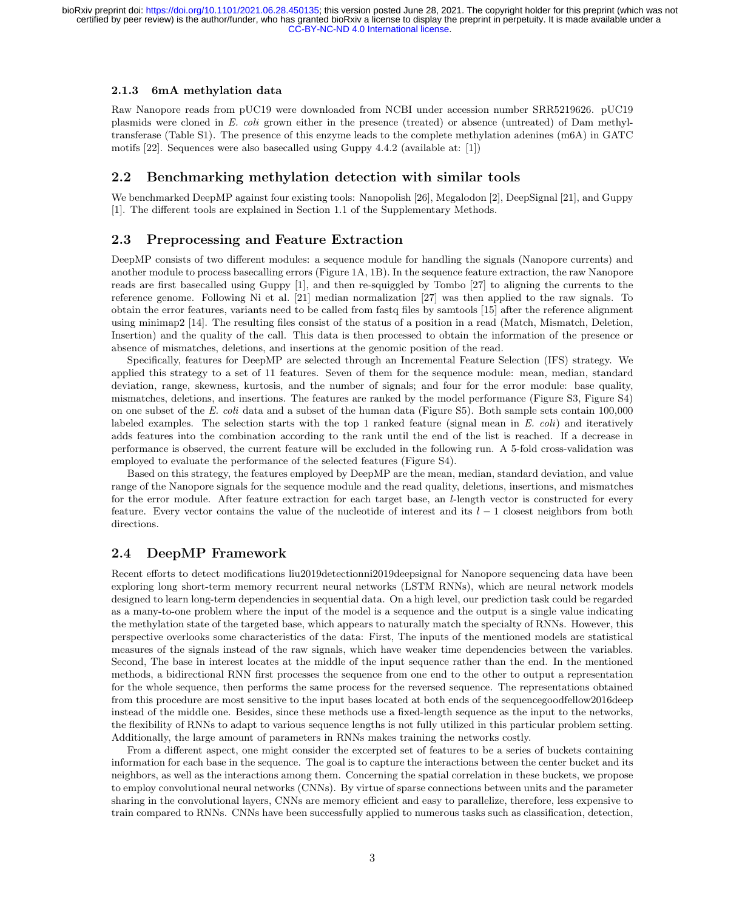### 2.1.3 6mA methylation data

Raw Nanopore reads from pUC19 were downloaded from NCBI under accession number SRR5219626. pUC19 plasmids were cloned in *E. coli* grown either in the presence (treated) or absence (untreated) of Dam methyltransferase (Table S1). The presence of this enzyme leads to the complete methylation adenines (m6A) in GATC motifs [22]. Sequences were also basecalled using Guppy 4.4.2 (available at: [1])

## 2.2 Benchmarking methylation detection with similar tools

We benchmarked DeepMP against four existing tools: Nanopolish [26], Megalodon [2], DeepSignal [21], and Guppy [1]. The different tools are explained in Section 1.1 of the Supplementary Methods.

## 2.3 Preprocessing and Feature Extraction

DeepMP consists of two different modules: a sequence module for handling the signals (Nanopore currents) and another module to process basecalling errors (Figure 1A, 1B). In the sequence feature extraction, the raw Nanopore reads are first basecalled using Guppy [1], and then re-squiggled by Tombo [27] to aligning the currents to the reference genome. Following Ni et al. [21] median normalization [27] was then applied to the raw signals. To obtain the error features, variants need to be called from fastq files by samtools [15] after the reference alignment using minimap2 [14]. The resulting files consist of the status of a position in a read (Match, Mismatch, Deletion, Insertion) and the quality of the call. This data is then processed to obtain the information of the presence or absence of mismatches, deletions, and insertions at the genomic position of the read.

Specifically, features for DeepMP are selected through an Incremental Feature Selection (IFS) strategy. We applied this strategy to a set of 11 features. Seven of them for the sequence module: mean, median, standard deviation, range, skewness, kurtosis, and the number of signals; and four for the error module: base quality, mismatches, deletions, and insertions. The features are ranked by the model performance (Figure S3, Figure S4) on one subset of the *E. coli* data and a subset of the human data (Figure S5). Both sample sets contain 100,000 labeled examples. The selection starts with the top 1 ranked feature (signal mean in *E. coli*) and iteratively adds features into the combination according to the rank until the end of the list is reached. If a decrease in performance is observed, the current feature will be excluded in the following run. A 5-fold cross-validation was employed to evaluate the performance of the selected features (Figure S4).

Based on this strategy, the features employed by DeepMP are the mean, median, standard deviation, and value range of the Nanopore signals for the sequence module and the read quality, deletions, insertions, and mismatches for the error module. After feature extraction for each target base, an $l$-length vector is constructed for every feature. Every vector contains the value of the nucleotide of interest and its $l-1$ closest neighbors from both directions.

## 2.4 DeepMP Framework

Recent efforts to detect modifications liu2019detectionni2019deepsignal for Nanopore sequencing data have been exploring long short-term memory recurrent neural networks (LSTM RNNs), which are neural network models designed to learn long-term dependencies in sequential data. On a high level, our prediction task could be regarded as a many-to-one problem where the input of the model is a sequence and the output is a single value indicating the methylation state of the targeted base, which appears to naturally match the specialty of RNNs. However, this perspective overlooks some characteristics of the data: First, The inputs of the mentioned models are statistical measures of the signals instead of the raw signals, which have weaker time dependencies between the variables. Second, The base in interest locates at the middle of the input sequence rather than the end. In the mentioned methods, a bidirectional RNN first processes the sequence from one end to the other to output a representation for the whole sequence, then performs the same process for the reversed sequence. The representations obtained from this procedure are most sensitive to the input bases located at both ends of the sequencegoodfellow2016deep instead of the middle one. Besides, since these methods use a fixed-length sequence as the input to the networks, the flexibility of RNNs to adapt to various sequence lengths is not fully utilized in this particular problem setting. Additionally, the large amount of parameters in RNNs makes training the networks costly.

From a different aspect, one might consider the excerpted set of features to be a series of buckets containing information for each base in the sequence. The goal is to capture the interactions between the center bucket and its neighbors, as well as the interactions among them. Concerning the spatial correlation in these buckets, we propose to employ convolutional neural networks (CNNs). By virtue of sparse connections between units and the parameter sharing in the convolutional layers, CNNs are memory efficient and easy to parallelize, therefore, less expensive to train compared to RNNs. CNNs have been successfully applied to numerous tasks such as classification, detection,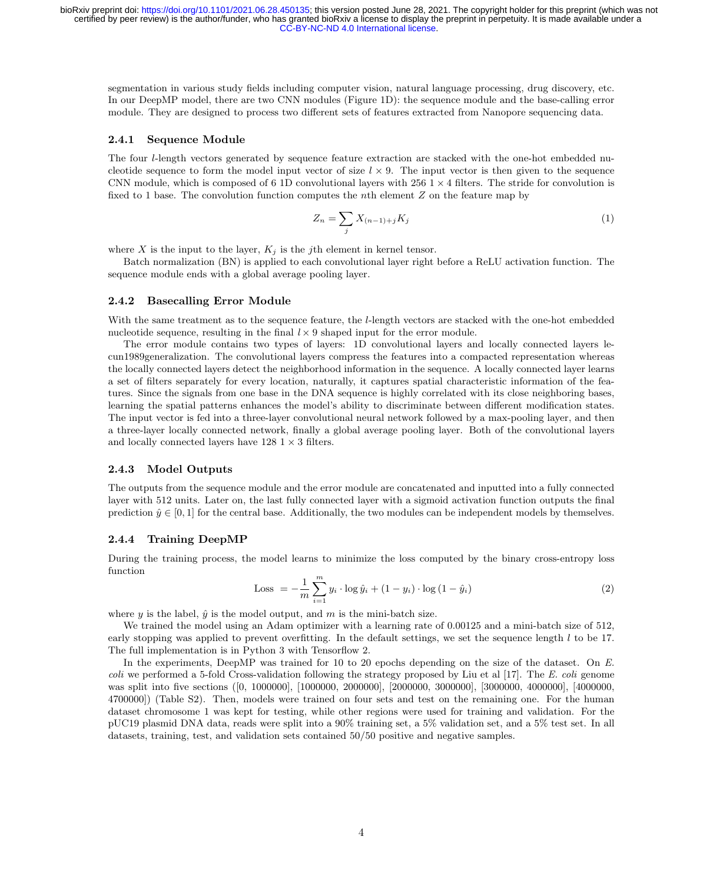segmentation in various study fields including computer vision, natural language processing, drug discovery, etc. In our DeepMP model, there are two CNN modules (Figure 1D): the sequence module and the base-calling error module. They are designed to process two different sets of features extracted from Nanopore sequencing data.

### 2.4.1 Sequence Module

The four $l$-length vectors generated by sequence feature extraction are stacked with the one-hot embedded nucleotide sequence to form the model input vector of size $l \times 9$. The input vector is then given to the sequence CNN module, which is composed of 6 1D convolutional layers with 256 $1 \times 4$ filters. The stride for convolution is fixed to 1 base. The convolution function computes the $n$th element $Z$ on the feature map by

$$Z_n = \sum_j X_{(n-1)+j} K_j \tag{1}$$

where $X$ is the input to the layer, $K_j$ is the $j$th element in kernel tensor.

Batch normalization (BN) is applied to each convolutional layer right before a ReLU activation function. The sequence module ends with a global average pooling layer.

### 2.4.2 Basecalling Error Module

With the same treatment as to the sequence feature, the $l$-length vectors are stacked with the one-hot embedded nucleotide sequence, resulting in the final $l \times 9$ shaped input for the error module.

The error module contains two types of layers: 1D convolutional layers and locally connected layers lecun1989generalization. The convolutional layers compress the features into a compacted representation whereas the locally connected layers detect the neighborhood information in the sequence. A locally connected layer learns a set of filters separately for every location, naturally, it captures spatial characteristic information of the features. Since the signals from one base in the DNA sequence is highly correlated with its close neighboring bases, learning the spatial patterns enhances the model's ability to discriminate between different modification states. The input vector is fed into a three-layer convolutional neural network followed by a max-pooling layer, and then a three-layer locally connected network, finally a global average pooling layer. Both of the convolutional layers and locally connected layers have 128 $1 \times 3$ filters.

### 2.4.3 Model Outputs

The outputs from the sequence module and the error module are concatenated and inputted into a fully connected layer with 512 units. Later on, the last fully connected layer with a sigmoid activation function outputs the final prediction $\hat{y} \in [0, 1]$ for the central base. Additionally, the two modules can be independent models by themselves.

### 2.4.4 Training DeepMP

During the training process, the model learns to minimize the loss computed by the binary cross-entropy loss function

$$\text{Loss } = -\frac{1}{m} \sum_{i=1}^{m} y_i \cdot \log \hat{y}_i + (1 - y_i) \cdot \log (1 - \hat{y}_i) \tag{2}$$

where $y$ is the label, $\hat{y}$ is the model output, and $m$ is the mini-batch size.

We trained the model using an Adam optimizer with a learning rate of 0.00125 and a mini-batch size of 512, early stopping was applied to prevent overfitting. In the default settings, we set the sequence length $l$ to be 17. The full implementation is in Python 3 with Tensorflow 2.

In the experiments, DeepMP was trained for 10 to 20 epochs depending on the size of the dataset. On *E. coli* we performed a 5-fold Cross-validation following the strategy proposed by Liu et al [17]. The *E. coli* genome was split into five sections ([0, 1000000], [1000000, 2000000], [2000000, 3000000], [3000000, 4000000], [4000000, 4700000]) (Table S2). Then, models were trained on four sets and test on the remaining one. For the human dataset chromosome 1 was kept for testing, while other regions were used for training and validation. For the pUC19 plasmid DNA data, reads were split into a 90% training set, a 5% validation set, and a 5% test set. In all datasets, training, test, and validation sets contained 50/50 positive and negative samples.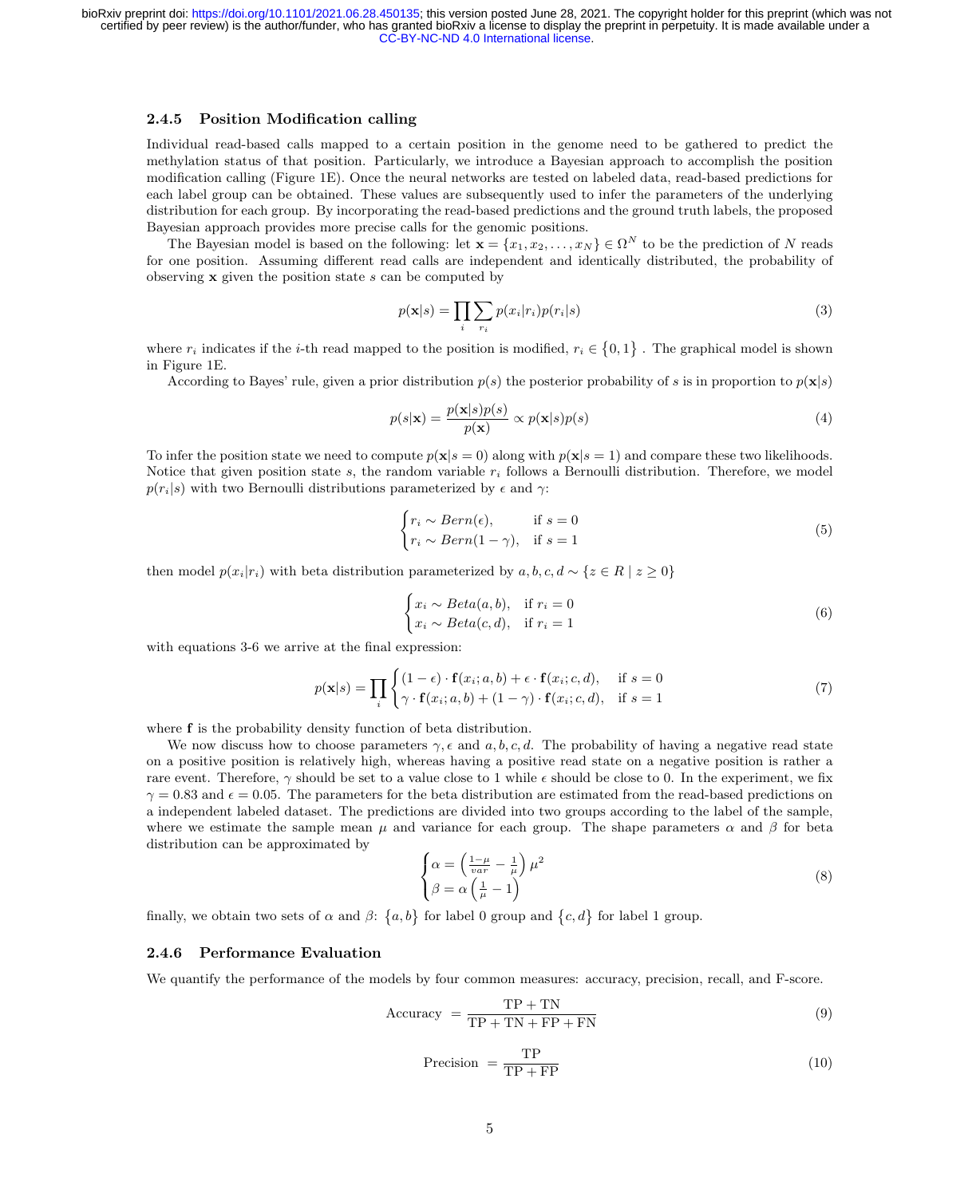### 2.4.5 Position Modification calling

Individual read-based calls mapped to a certain position in the genome need to be gathered to predict the methylation status of that position. Particularly, we introduce a Bayesian approach to accomplish the position modification calling (Figure 1E). Once the neural networks are tested on labeled data, read-based predictions for each label group can be obtained. These values are subsequently used to infer the parameters of the underlying distribution for each group. By incorporating the read-based predictions and the ground truth labels, the proposed Bayesian approach provides more precise calls for the genomic positions.

The Bayesian model is based on the following: let $\mathbf{x} = \{x_1, x_2, \ldots, x_N\} \in \Omega^N$ to be the prediction of $N$ reads for one position. Assuming different read calls are independent and identically distributed, the probability of observing $\mathbf{x}$ given the position state $s$ can be computed by

$$p(\mathbf{x}|s) = \prod_i \sum_{r_i} p(x_i|r_i)p(r_i|s) \tag{3}$$

where $r_i$ indicates if the $i$-th read mapped to the position is modified, $r_i \in \{0, 1\}$ . The graphical model is shown in Figure 1E.

According to Bayes' rule, given a prior distribution $p(s)$ the posterior probability of $s$ is in proportion to $p(\mathbf{x}|s)$

$$p(s|\mathbf{x}) = \frac{p(\mathbf{x}|s)p(s)}{p(\mathbf{x})} \propto p(\mathbf{x}|s)p(s) \tag{4}$$

To infer the position state we need to compute $p(\mathbf{x}|s = 0)$ along with $p(\mathbf{x}|s = 1)$ and compare these two likelihoods. Notice that given position state $s$, the random variable $r_i$ follows a Bernoulli distribution. Therefore, we model $p(r_i|s)$ with two Bernoulli distributions parameterized by $\epsilon$ and $\gamma$:

$$\begin{cases} r_i \sim Bern(\epsilon), & \text{if } s = 0 \\ r_i \sim Bern(1 - \gamma), & \text{if } s = 1 \end{cases} \tag{5}$$

then model $p(x_i|r_i)$ with beta distribution parameterized by $a, b, c, d \sim \{z \in R \mid z \geq 0\}$

$$\begin{cases} x_i \sim Beta(a, b), & \text{if } r_i = 0 \\ x_i \sim Beta(c, d), & \text{if } r_i = 1 \end{cases} \tag{6}$$

with equations 3-6 we arrive at the final expression:

$$p(\mathbf{x}|s) = \prod_i \begin{cases} (1 - \epsilon) \cdot \mathbf{f}(x_i; a, b) + \epsilon \cdot \mathbf{f}(x_i; c, d), & \text{if } s = 0 \\ \gamma \cdot \mathbf{f}(x_i; a, b) + (1 - \gamma) \cdot \mathbf{f}(x_i; c, d), & \text{if } s = 1 \end{cases} \tag{7}$$

where $\mathbf{f}$ is the probability density function of beta distribution.

We now discuss how to choose parameters $\gamma, \epsilon$ and $a, b, c, d$. The probability of having a negative read state on a positive position is relatively high, whereas having a positive read state on a negative position is rather a rare event. Therefore, $\gamma$ should be set to a value close to 1 while $\epsilon$ should be close to 0. In the experiment, we fix $\gamma = 0.83$ and $\epsilon = 0.05$. The parameters for the beta distribution are estimated from the read-based predictions on a independent labeled dataset. The predictions are divided into two groups according to the label of the sample, where we estimate the sample mean $\mu$ and variance for each group. The shape parameters $\alpha$ and $\beta$ for beta distribution can be approximated by

$$\begin{cases} \alpha = \left(\frac{1-\mu}{var} - \frac{1}{\mu}\right)\mu^2 \\ \beta = \alpha\left(\frac{1}{\mu} - 1\right) \end{cases} \tag{8}$$

finally, we obtain two sets of $\alpha$ and $\beta$: $\{a, b\}$ for label 0 group and $\{c, d\}$ for label 1 group.

### 2.4.6 Performance Evaluation

We quantify the performance of the models by four common measures: accuracy, precision, recall, and F-score.

$$\text{Accuracy } = \frac{\text{TP} + \text{TN}}{\text{TP} + \text{TN} + \text{FP} + \text{FN}} \tag{9}$$

$$\text{Precision } = \frac{\text{TP}}{\text{TP} + \text{FP}} \tag{10}$$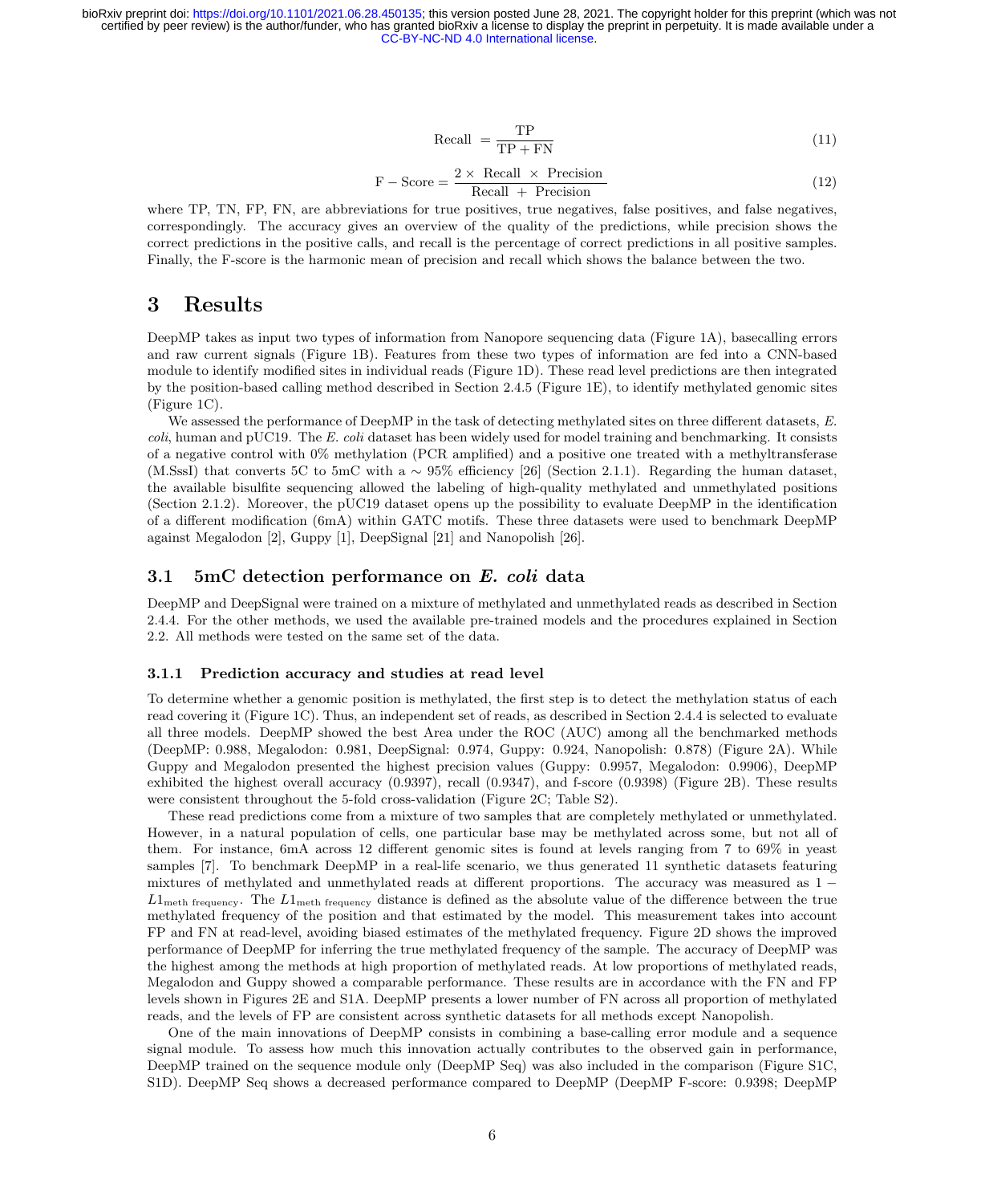$$\text{Recall} = \frac{\text{TP}}{\text{TP} + \text{FN}} \tag{11}$$

$$\text{F} - \text{Score} = \frac{2 \times \text{ Recall } \times \text{ Precision}}{\text{Recall } + \text{ Precision}} \tag{12}$$

where TP, TN, FP, FN, are abbreviations for true positives, true negatives, false positives, and false negatives, correspondingly. The accuracy gives an overview of the quality of the predictions, while precision shows the correct predictions in the positive calls, and recall is the percentage of correct predictions in all positive samples. Finally, the F-score is the harmonic mean of precision and recall which shows the balance between the two.

# 3 Results

DeepMP takes as input two types of information from Nanopore sequencing data (Figure 1A), basecalling errors and raw current signals (Figure 1B). Features from these two types of information are fed into a CNN-based module to identify modified sites in individual reads (Figure 1D). These read level predictions are then integrated by the position-based calling method described in Section 2.4.5 (Figure 1E), to identify methylated genomic sites (Figure 1C).

We assessed the performance of DeepMP in the task of detecting methylated sites on three different datasets, *E. coli*, human and pUC19. The *E. coli* dataset has been widely used for model training and benchmarking. It consists of a negative control with 0% methylation (PCR amplified) and a positive one treated with a methyltransferase (M.SssI) that converts 5C to 5mC with a $\sim$ 95% efficiency [26] (Section 2.1.1). Regarding the human dataset, the available bisulfite sequencing allowed the labeling of high-quality methylated and unmethylated positions (Section 2.1.2). Moreover, the pUC19 dataset opens up the possibility to evaluate DeepMP in the identification of a different modification (6mA) within GATC motifs. These three datasets were used to benchmark DeepMP against Megalodon [2], Guppy [1], DeepSignal [21] and Nanopolish [26].

## 3.1 5mC detection performance on *E. coli* data

DeepMP and DeepSignal were trained on a mixture of methylated and unmethylated reads as described in Section 2.4.4. For the other methods, we used the available pre-trained models and the procedures explained in Section 2.2. All methods were tested on the same set of the data.

### 3.1.1 Prediction accuracy and studies at read level

To determine whether a genomic position is methylated, the first step is to detect the methylation status of each read covering it (Figure 1C). Thus, an independent set of reads, as described in Section 2.4.4 is selected to evaluate all three models. DeepMP showed the best Area under the ROC (AUC) among all the benchmarked methods (DeepMP: 0.988, Megalodon: 0.981, DeepSignal: 0.974, Guppy: 0.924, Nanopolish: 0.878) (Figure 2A). While Guppy and Megalodon presented the highest precision values (Guppy: 0.9957, Megalodon: 0.9906), DeepMP exhibited the highest overall accuracy (0.9397), recall (0.9347), and f-score (0.9398) (Figure 2B). These results were consistent throughout the 5-fold cross-validation (Figure 2C; Table S2).

These read predictions come from a mixture of two samples that are completely methylated or unmethylated. However, in a natural population of cells, one particular base may be methylated across some, but not all of them. For instance, 6mA across 12 different genomic sites is found at levels ranging from 7 to 69% in yeast samples [7]. To benchmark DeepMP in a real-life scenario, we thus generated 11 synthetic datasets featuring mixtures of methylated and unmethylated reads at different proportions. The accuracy was measured as $1 - L1_{\text{meth frequency}}$. The $L1_{\text{meth frequency}}$ distance is defined as the absolute value of the difference between the true methylated frequency of the position and that estimated by the model. This measurement takes into account FP and FN at read-level, avoiding biased estimates of the methylated frequency. Figure 2D shows the improved performance of DeepMP for inferring the true methylated frequency of the sample. The accuracy of DeepMP was the highest among the methods at high proportion of methylated reads. At low proportions of methylated reads, Megalodon and Guppy showed a comparable performance. These results are in accordance with the FN and FP levels shown in Figures 2E and S1A. DeepMP presents a lower number of FN across all proportion of methylated reads, and the levels of FP are consistent across synthetic datasets for all methods except Nanopolish.

One of the main innovations of DeepMP consists in combining a base-calling error module and a sequence signal module. To assess how much this innovation actually contributes to the observed gain in performance, DeepMP trained on the sequence module only (DeepMP Seq) was also included in the comparison (Figure S1C, S1D). DeepMP Seq shows a decreased performance compared to DeepMP (DeepMP F-score: 0.9398; DeepMP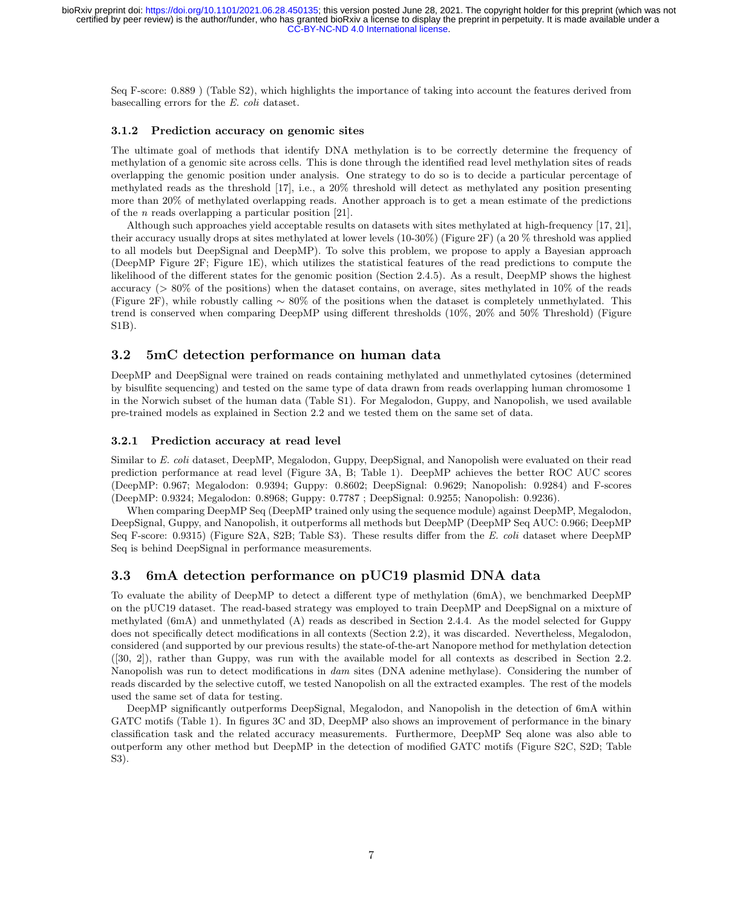Seq F-score: 0.889 ) (Table S2), which highlights the importance of taking into account the features derived from basecalling errors for the *E. coli* dataset.

### 3.1.2 Prediction accuracy on genomic sites

The ultimate goal of methods that identify DNA methylation is to be correctly determine the frequency of methylation of a genomic site across cells. This is done through the identified read level methylation sites of reads overlapping the genomic position under analysis. One strategy to do so is to decide a particular percentage of methylated reads as the threshold [17], i.e., a 20% threshold will detect as methylated any position presenting more than 20% of methylated overlapping reads. Another approach is to get a mean estimate of the predictions of the $n$ reads overlapping a particular position [21].

Although such approaches yield acceptable results on datasets with sites methylated at high-frequency [17, 21], their accuracy usually drops at sites methylated at lower levels (10-30%) (Figure 2F) (a 20 % threshold was applied to all models but DeepSignal and DeepMP). To solve this problem, we propose to apply a Bayesian approach (DeepMP Figure 2F; Figure 1E), which utilizes the statistical features of the read predictions to compute the likelihood of the different states for the genomic position (Section 2.4.5). As a result, DeepMP shows the highest accuracy (> 80% of the positions) when the dataset contains, on average, sites methylated in 10% of the reads (Figure 2F), while robustly calling $\sim$ 80% of the positions when the dataset is completely unmethylated. This trend is conserved when comparing DeepMP using different thresholds (10%, 20% and 50% Threshold) (Figure S1B).

## 3.2 5mC detection performance on human data

DeepMP and DeepSignal were trained on reads containing methylated and unmethylated cytosines (determined by bisulfite sequencing) and tested on the same type of data drawn from reads overlapping human chromosome 1 in the Norwich subset of the human data (Table S1). For Megalodon, Guppy, and Nanopolish, we used available pre-trained models as explained in Section 2.2 and we tested them on the same set of data.

### 3.2.1 Prediction accuracy at read level

Similar to *E. coli* dataset, DeepMP, Megalodon, Guppy, DeepSignal, and Nanopolish were evaluated on their read prediction performance at read level (Figure 3A, B; Table 1). DeepMP achieves the better ROC AUC scores (DeepMP: 0.967; Megalodon: 0.9394; Guppy: 0.8602; DeepSignal: 0.9629; Nanopolish: 0.9284) and F-scores (DeepMP: 0.9324; Megalodon: 0.8968; Guppy: 0.7787 ; DeepSignal: 0.9255; Nanopolish: 0.9236).

When comparing DeepMP Seq (DeepMP trained only using the sequence module) against DeepMP, Megalodon, DeepSignal, Guppy, and Nanopolish, it outperforms all methods but DeepMP (DeepMP Seq AUC: 0.966; DeepMP Seq F-score: 0.9315) (Figure S2A, S2B; Table S3). These results differ from the *E. coli* dataset where DeepMP Seq is behind DeepSignal in performance measurements.

## 3.3 6mA detection performance on pUC19 plasmid DNA data

To evaluate the ability of DeepMP to detect a different type of methylation (6mA), we benchmarked DeepMP on the pUC19 dataset. The read-based strategy was employed to train DeepMP and DeepSignal on a mixture of methylated (6mA) and unmethylated (A) reads as described in Section 2.4.4. As the model selected for Guppy does not specifically detect modifications in all contexts (Section 2.2), it was discarded. Nevertheless, Megalodon, considered (and supported by our previous results) the state-of-the-art Nanopore method for methylation detection ([30, 2]), rather than Guppy, was run with the available model for all contexts as described in Section 2.2. Nanopolish was run to detect modifications in *dam* sites (DNA adenine methylase). Considering the number of reads discarded by the selective cutoff, we tested Nanopolish on all the extracted examples. The rest of the models used the same set of data for testing.

DeepMP significantly outperforms DeepSignal, Megalodon, and Nanopolish in the detection of 6mA within GATC motifs (Table 1). In figures 3C and 3D, DeepMP also shows an improvement of performance in the binary classification task and the related accuracy measurements. Furthermore, DeepMP Seq alone was also able to outperform any other method but DeepMP in the detection of modified GATC motifs (Figure S2C, S2D; Table S3).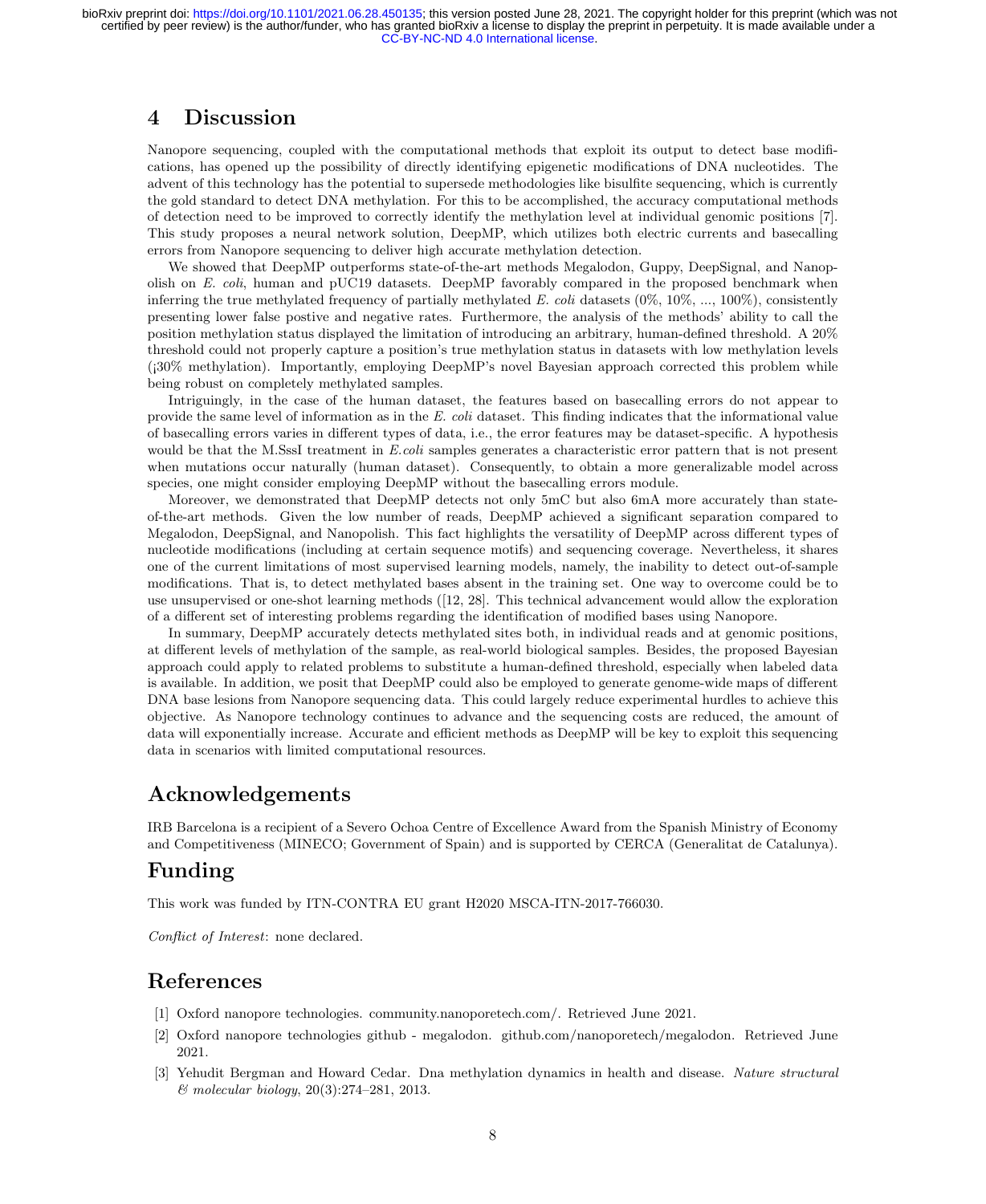# 4 Discussion

Nanopore sequencing, coupled with the computational methods that exploit its output to detect base modifications, has opened up the possibility of directly identifying epigenetic modifications of DNA nucleotides. The advent of this technology has the potential to supersede methodologies like bisulfite sequencing, which is currently the gold standard to detect DNA methylation. For this to be accomplished, the accuracy computational methods of detection need to be improved to correctly identify the methylation level at individual genomic positions [7]. This study proposes a neural network solution, DeepMP, which utilizes both electric currents and basecalling errors from Nanopore sequencing to deliver high accurate methylation detection.

We showed that DeepMP outperforms state-of-the-art methods Megalodon, Guppy, DeepSignal, and Nanopolish on *E. coli*, human and pUC19 datasets. DeepMP favorably compared in the proposed benchmark when inferring the true methylated frequency of partially methylated *E. coli* datasets (0%, 10%, ..., 100%), consistently presenting lower false postive and negative rates. Furthermore, the analysis of the methods' ability to call the position methylation status displayed the limitation of introducing an arbitrary, human-defined threshold. A 20% threshold could not properly capture a position's true methylation status in datasets with low methylation levels (¡30% methylation). Importantly, employing DeepMP's novel Bayesian approach corrected this problem while being robust on completely methylated samples.

Intriguingly, in the case of the human dataset, the features based on basecalling errors do not appear to provide the same level of information as in the *E. coli* dataset. This finding indicates that the informational value of basecalling errors varies in different types of data, i.e., the error features may be dataset-specific. A hypothesis would be that the M.SssI treatment in *E.coli* samples generates a characteristic error pattern that is not present when mutations occur naturally (human dataset). Consequently, to obtain a more generalizable model across species, one might consider employing DeepMP without the basecalling errors module.

Moreover, we demonstrated that DeepMP detects not only 5mC but also 6mA more accurately than state-of-the-art methods. Given the low number of reads, DeepMP achieved a significant separation compared to Megalodon, DeepSignal, and Nanopolish. This fact highlights the versatility of DeepMP across different types of nucleotide modifications (including at certain sequence motifs) and sequencing coverage. Nevertheless, it shares one of the current limitations of most supervised learning models, namely, the inability to detect out-of-sample modifications. That is, to detect methylated bases absent in the training set. One way to overcome could be to use unsupervised or one-shot learning methods ([12, 28]. This technical advancement would allow the exploration of a different set of interesting problems regarding the identification of modified bases using Nanopore.

In summary, DeepMP accurately detects methylated sites both, in individual reads and at genomic positions, at different levels of methylation of the sample, as real-world biological samples. Besides, the proposed Bayesian approach could apply to related problems to substitute a human-defined threshold, especially when labeled data is available. In addition, we posit that DeepMP could also be employed to generate genome-wide maps of different DNA base lesions from Nanopore sequencing data. This could largely reduce experimental hurdles to achieve this objective. As Nanopore technology continues to advance and the sequencing costs are reduced, the amount of data will exponentially increase. Accurate and efficient methods as DeepMP will be key to exploit this sequencing data in scenarios with limited computational resources.

# Acknowledgements

IRB Barcelona is a recipient of a Severo Ochoa Centre of Excellence Award from the Spanish Ministry of Economy and Competitiveness (MINECO; Government of Spain) and is supported by CERCA (Generalitat de Catalunya).

# Funding

This work was funded by ITN-CONTRA EU grant H2020 MSCA-ITN-2017-766030.

*Conflict of Interest*: none declared.

# References

[1] Oxford nanopore technologies. community.nanoporetech.com/. Retrieved June 2021.

[2] Oxford nanopore technologies github - megalodon. github.com/nanoporetech/megalodon. Retrieved June 2021.

[3] Yehudit Bergman and Howard Cedar. Dna methylation dynamics in health and disease. *Nature structural & molecular biology*, 20(3):274–281, 2013.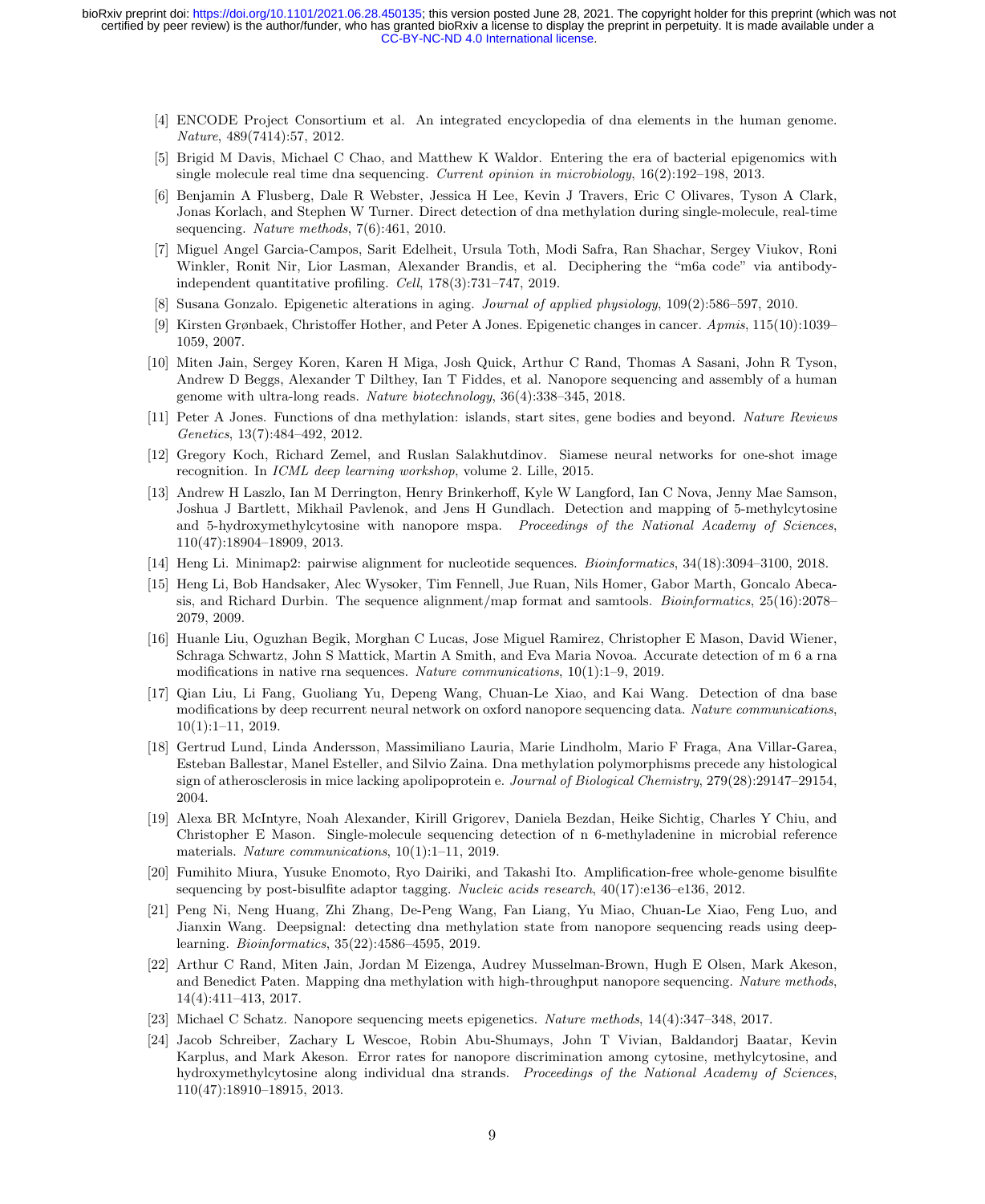[4] ENCODE Project Consortium et al. An integrated encyclopedia of dna elements in the human genome. *Nature*, 489(7414):57, 2012.

[5] Brigid M Davis, Michael C Chao, and Matthew K Waldor. Entering the era of bacterial epigenomics with single molecule real time dna sequencing. *Current opinion in microbiology*, 16(2):192–198, 2013.

[6] Benjamin A Flusberg, Dale R Webster, Jessica H Lee, Kevin J Travers, Eric C Olivares, Tyson A Clark, Jonas Korlach, and Stephen W Turner. Direct detection of dna methylation during single-molecule, real-time sequencing. *Nature methods*, 7(6):461, 2010.

[7] Miguel Angel Garcia-Campos, Sarit Edelheit, Ursula Toth, Modi Safra, Ran Shachar, Sergey Viukov, Roni Winkler, Ronit Nir, Lior Lasman, Alexander Brandis, et al. Deciphering the "m6a code" via antibody-independent quantitative profiling. *Cell*, 178(3):731–747, 2019.

[8] Susana Gonzalo. Epigenetic alterations in aging. *Journal of applied physiology*, 109(2):586–597, 2010.

[9] Kirsten Grønbaek, Christoffer Hother, and Peter A Jones. Epigenetic changes in cancer. *Apmis*, 115(10):1039–1059, 2007.

[10] Miten Jain, Sergey Koren, Karen H Miga, Josh Quick, Arthur C Rand, Thomas A Sasani, John R Tyson, Andrew D Beggs, Alexander T Dilthey, Ian T Fiddes, et al. Nanopore sequencing and assembly of a human genome with ultra-long reads. *Nature biotechnology*, 36(4):338–345, 2018.

[11] Peter A Jones. Functions of dna methylation: islands, start sites, gene bodies and beyond. *Nature Reviews Genetics*, 13(7):484–492, 2012.

[12] Gregory Koch, Richard Zemel, and Ruslan Salakhutdinov. Siamese neural networks for one-shot image recognition. In *ICML deep learning workshop*, volume 2. Lille, 2015.

[13] Andrew H Laszlo, Ian M Derrington, Henry Brinkerhoff, Kyle W Langford, Ian C Nova, Jenny Mae Samson, Joshua J Bartlett, Mikhail Pavlenok, and Jens H Gundlach. Detection and mapping of 5-methylcytosine and 5-hydroxymethylcytosine with nanopore mspa. *Proceedings of the National Academy of Sciences*, 110(47):18904–18909, 2013.

[14] Heng Li. Minimap2: pairwise alignment for nucleotide sequences. *Bioinformatics*, 34(18):3094–3100, 2018.

[15] Heng Li, Bob Handsaker, Alec Wysoker, Tim Fennell, Jue Ruan, Nils Homer, Gabor Marth, Goncalo Abecasis, and Richard Durbin. The sequence alignment/map format and samtools. *Bioinformatics*, 25(16):2078–2079, 2009.

[16] Huanle Liu, Oguzhan Begik, Morghan C Lucas, Jose Miguel Ramirez, Christopher E Mason, David Wiener, Schraga Schwartz, John S Mattick, Martin A Smith, and Eva Maria Novoa. Accurate detection of m 6 a rna modifications in native rna sequences. *Nature communications*, 10(1):1–9, 2019.

[17] Qian Liu, Li Fang, Guoliang Yu, Depeng Wang, Chuan-Le Xiao, and Kai Wang. Detection of dna base modifications by deep recurrent neural network on oxford nanopore sequencing data. *Nature communications*, 10(1):1–11, 2019.

[18] Gertrud Lund, Linda Andersson, Massimiliano Lauria, Marie Lindholm, Mario F Fraga, Ana Villar-Garea, Esteban Ballestar, Manel Esteller, and Silvio Zaina. Dna methylation polymorphisms precede any histological sign of atherosclerosis in mice lacking apolipoprotein e. *Journal of Biological Chemistry*, 279(28):29147–29154, 2004.

[19] Alexa BR McIntyre, Noah Alexander, Kirill Grigorev, Daniela Bezdan, Heike Sichtig, Charles Y Chiu, and Christopher E Mason. Single-molecule sequencing detection of n 6-methyladenine in microbial reference materials. *Nature communications*, 10(1):1–11, 2019.

[20] Fumihito Miura, Yusuke Enomoto, Ryo Dairiki, and Takashi Ito. Amplification-free whole-genome bisulfite sequencing by post-bisulfite adaptor tagging. *Nucleic acids research*, 40(17):e136–e136, 2012.

[21] Peng Ni, Neng Huang, Zhi Zhang, De-Peng Wang, Fan Liang, Yu Miao, Chuan-Le Xiao, Feng Luo, and Jianxin Wang. Deepsignal: detecting dna methylation state from nanopore sequencing reads using deep-learning. *Bioinformatics*, 35(22):4586–4595, 2019.

[22] Arthur C Rand, Miten Jain, Jordan M Eizenga, Audrey Musselman-Brown, Hugh E Olsen, Mark Akeson, and Benedict Paten. Mapping dna methylation with high-throughput nanopore sequencing. *Nature methods*, 14(4):411–413, 2017.

[23] Michael C Schatz. Nanopore sequencing meets epigenetics. *Nature methods*, 14(4):347–348, 2017.

[24] Jacob Schreiber, Zachary L Wescoe, Robin Abu-Shumays, John T Vivian, Baldandorj Baatar, Kevin Karplus, and Mark Akeson. Error rates for nanopore discrimination among cytosine, methylcytosine, and hydroxymethylcytosine along individual dna strands. *Proceedings of the National Academy of Sciences*, 110(47):18910–18915, 2013.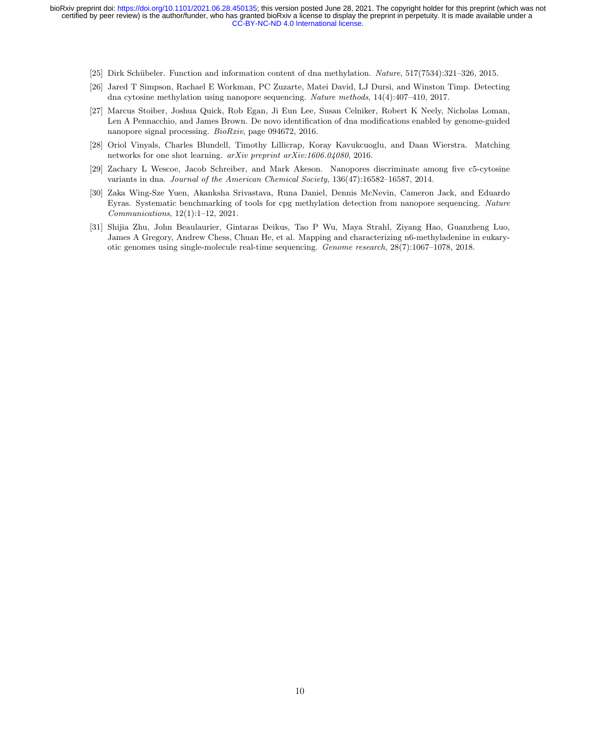[25] Dirk Schübeler. Function and information content of dna methylation. *Nature*, 517(7534):321–326, 2015.

[26] Jared T Simpson, Rachael E Workman, PC Zuzarte, Matei David, LJ Dursi, and Winston Timp. Detecting dna cytosine methylation using nanopore sequencing. *Nature methods*, 14(4):407–410, 2017.

[27] Marcus Stoiber, Joshua Quick, Rob Egan, Ji Eun Lee, Susan Celniker, Robert K Neely, Nicholas Loman, Len A Pennacchio, and James Brown. De novo identification of dna modifications enabled by genome-guided nanopore signal processing. *BioRxiv*, page 094672, 2016.

[28] Oriol Vinyals, Charles Blundell, Timothy Lillicrap, Koray Kavukcuoglu, and Daan Wierstra. Matching networks for one shot learning. *arXiv preprint arXiv:1606.04080*, 2016.

[29] Zachary L Wescoe, Jacob Schreiber, and Mark Akeson. Nanopores discriminate among five c5-cytosine variants in dna. *Journal of the American Chemical Society*, 136(47):16582–16587, 2014.

[30] Zaka Wing-Sze Yuen, Akanksha Srivastava, Runa Daniel, Dennis McNevin, Cameron Jack, and Eduardo Eyras. Systematic benchmarking of tools for cpg methylation detection from nanopore sequencing. *Nature Communications*, 12(1):1–12, 2021.

[31] Shijia Zhu, John Beaulaurier, Gintaras Deikus, Tao P Wu, Maya Strahl, Ziyang Hao, Guanzheng Luo, James A Gregory, Andrew Chess, Chuan He, et al. Mapping and characterizing n6-methyladenine in eukaryotic genomes using single-molecule real-time sequencing. *Genome research*, 28(7):1067–1078, 2018.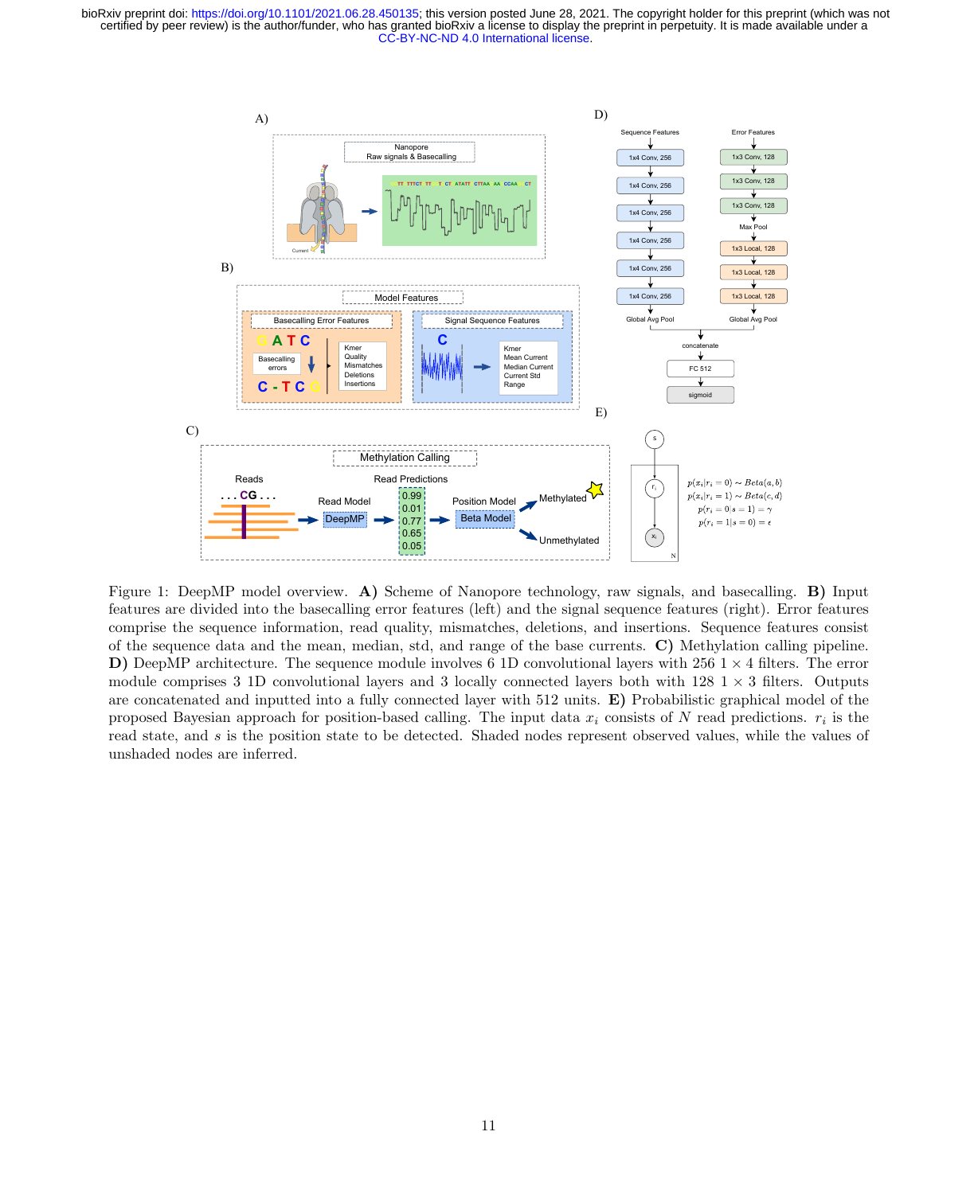Figure 1: DeepMP model overview. **A)** Scheme of Nanopore technology, raw signals, and basecalling. **B)** Input features are divided into the basecalling error features (left) and the signal sequence features (right). Error features comprise the sequence information, read quality, mismatches, deletions, and insertions. Sequence features consist of the sequence data and the mean, median, std, and range of the base currents. **C)** Methylation calling pipeline. **D)** DeepMP architecture. The sequence module involves 6 1D convolutional layers with 256 $1 \times 4$ filters. The error module comprises 3 1D convolutional layers and 3 locally connected layers both with 128 $1 \times 3$ filters. Outputs are concatenated and inputted into a fully connected layer with 512 units. **E)** Probabilistic graphical model of the proposed Bayesian approach for position-based calling. The input data $x_i$ consists of $N$ read predictions. $r_i$ is the read state, and $s$ is the position state to be detected. Shaded nodes represent observed values, while the values of unshaded nodes are inferred.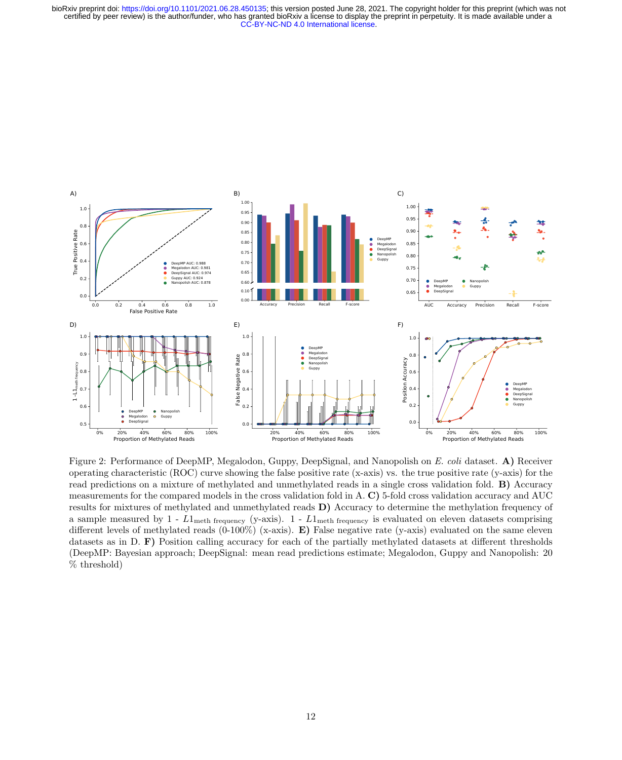Figure 2: Performance of DeepMP, Megalodon, Guppy, DeepSignal, and Nanopolish on *E. coli* dataset. **A)** Receiver operating characteristic (ROC) curve showing the false positive rate (x-axis) vs. the true positive rate (y-axis) for the read predictions on a mixture of methylated and unmethylated reads in a single cross validation fold. **B)** Accuracy measurements for the compared models in the cross validation fold in A. **C)** 5-fold cross validation accuracy and AUC results for mixtures of methylated and unmethylated reads **D)** Accuracy to determine the methylation frequency of a sample measured by 1 - $L1_{\text{meth frequency}}$ (y-axis). 1 - $L1_{\text{meth frequency}}$ is evaluated on eleven datasets comprising different levels of methylated reads (0-100%) (x-axis). **E)** False negative rate (y-axis) evaluated on the same eleven datasets as in D. **F)** Position calling accuracy for each of the partially methylated datasets at different thresholds (DeepMP: Bayesian approach; DeepSignal: mean read predictions estimate; Megalodon, Guppy and Nanopolish: 20 % threshold)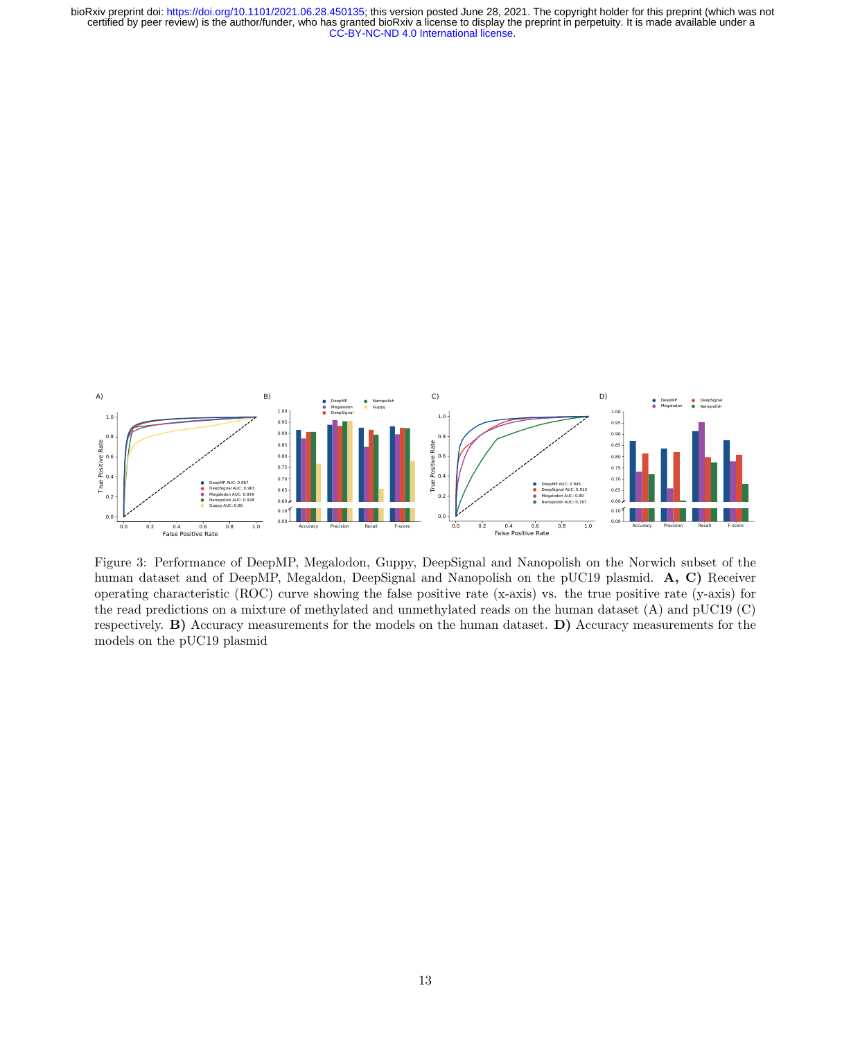Figure 3: Performance of DeepMP, Megalodon, Guppy, DeepSignal and Nanopolish on the Norwich subset of the human dataset and of DeepMP, Megaldon, DeepSignal and Nanopolish on the pUC19 plasmid. **A, C)** Receiver operating characteristic (ROC) curve showing the false positive rate (x-axis) vs. the true positive rate (y-axis) for the read predictions on a mixture of methylated and unmethylated reads on the human dataset (A) and pUC19 (C) respectively. **B)** Accuracy measurements for the models on the human dataset. **D)** Accuracy measurements for the models on the pUC19 plasmid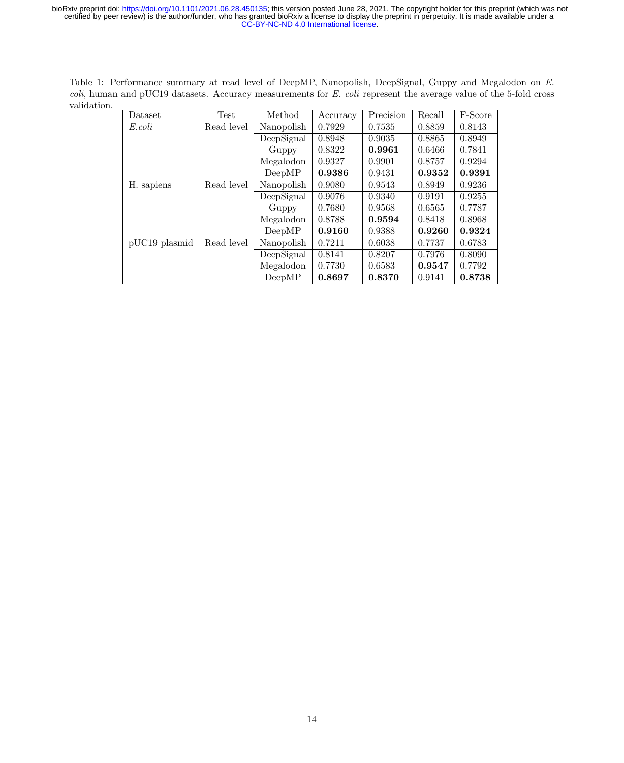Table 1: Performance summary at read level of DeepMP, Nanopolish, DeepSignal, Guppy and Megalodon on *E. coli*, human and pUC19 datasets. Accuracy measurements for *E. coli* represent the average value of the 5-fold cross validation.

| Dataset | Test | Method | Accuracy | Precision | Recall | F-Score |
|---|---|---|---|---|---|---|
| *E.coli* | Read level | Nanopolish | 0.7929 | 0.7535 | 0.8859 | 0.8143 |
| | | DeepSignal | 0.8948 | 0.9035 | 0.8865 | 0.8949 |
| | | Guppy | 0.8322 | **0.9961** | 0.6466 | 0.7841 |
| | | Megalodon | 0.9327 | 0.9901 | 0.8757 | 0.9294 |
| | | DeepMP | **0.9386** | 0.9431 | **0.9352** | **0.9391** |
| H. sapiens | Read level | Nanopolish | 0.9080 | 0.9543 | 0.8949 | 0.9236 |
| | | DeepSignal | 0.9076 | 0.9340 | 0.9191 | 0.9255 |
| | | Guppy | 0.7680 | 0.9568 | 0.6565 | 0.7787 |
| | | Megalodon | 0.8788 | **0.9594** | 0.8418 | 0.8968 |
| | | DeepMP | **0.9160** | 0.9388 | **0.9260** | **0.9324** |
| pUC19 plasmid | Read level | Nanopolish | 0.7211 | 0.6038 | 0.7737 | 0.6783 |
| | | DeepSignal | 0.8141 | 0.8207 | 0.7976 | 0.8090 |
| | | Megalodon | 0.7730 | 0.6583 | **0.9547** | 0.7792 |
| | | DeepMP | **0.8697** | **0.8370** | 0.9141 | **0.8738** |